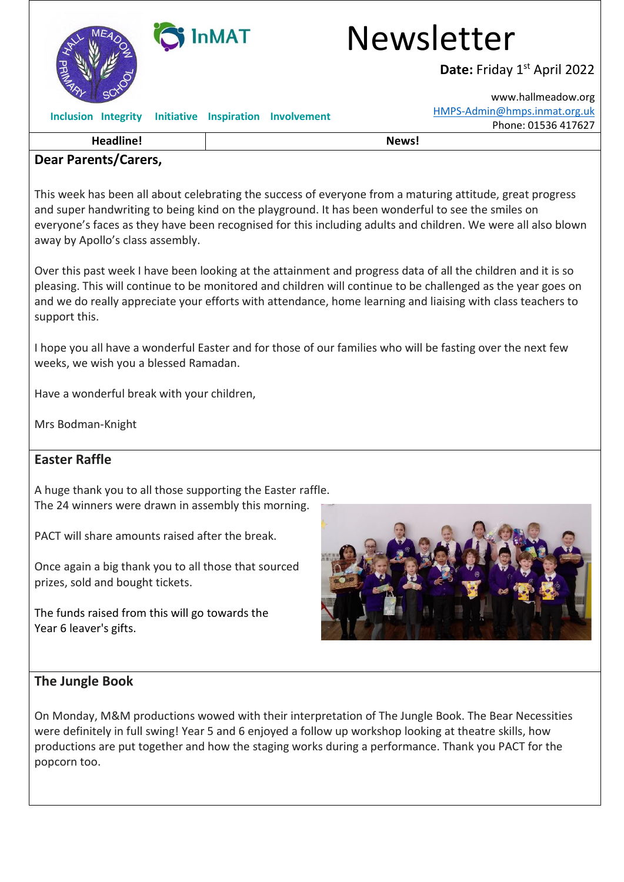# Newsletter

**Date:** Friday 1st April 2022

www.hallmeadow.org
HMPS-Admin@hmps.inmat.org.uk
Phone: 01536 417627

**Inclusion Integrity Initiative Inspiration Involvement**

| Headline! | News! |
|---|---|

## Dear Parents/Carers,

This week has been all about celebrating the success of everyone from a maturing attitude, great progress and super handwriting to being kind on the playground. It has been wonderful to see the smiles on everyone's faces as they have been recognised for this including adults and children. We were all also blown away by Apollo's class assembly.

Over this past week I have been looking at the attainment and progress data of all the children and it is so pleasing. This will continue to be monitored and children will continue to be challenged as the year goes on and we do really appreciate your efforts with attendance, home learning and liaising with class teachers to support this.

I hope you all have a wonderful Easter and for those of our families who will be fasting over the next few weeks, we wish you a blessed Ramadan.

Have a wonderful break with your children,

Mrs Bodman-Knight

## Easter Raffle

A huge thank you to all those supporting the Easter raffle. The 24 winners were drawn in assembly this morning.

PACT will share amounts raised after the break.

Once again a big thank you to all those that sourced prizes, sold and bought tickets.

The funds raised from this will go towards the Year 6 leaver's gifts.

## The Jungle Book

On Monday, M&M productions wowed with their interpretation of The Jungle Book. The Bear Necessities were definitely in full swing! Year 5 and 6 enjoyed a follow up workshop looking at theatre skills, how productions are put together and how the staging works during a performance. Thank you PACT for the popcorn too.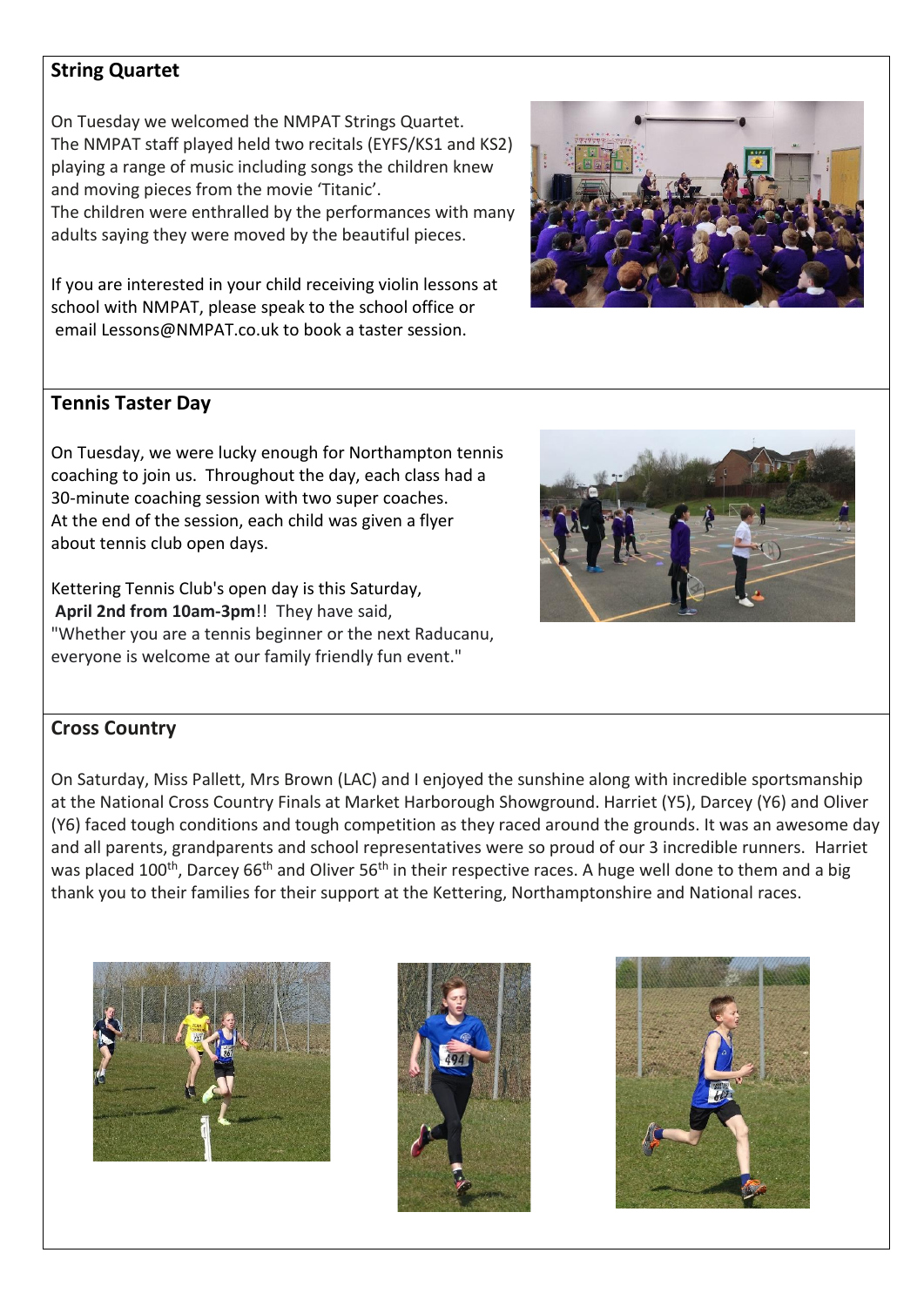## String Quartet

On Tuesday we welcomed the NMPAT Strings Quartet.
The NMPAT staff played held two recitals (EYFS/KS1 and KS2) playing a range of music including songs the children knew and moving pieces from the movie 'Titanic'.
The children were enthralled by the performances with many adults saying they were moved by the beautiful pieces.

If you are interested in your child receiving violin lessons at school with NMPAT, please speak to the school office or email Lessons@NMPAT.co.uk to book a taster session.

## Tennis Taster Day

On Tuesday, we were lucky enough for Northampton tennis coaching to join us. Throughout the day, each class had a 30-minute coaching session with two super coaches.
At the end of the session, each child was given a flyer about tennis club open days.

Kettering Tennis Club's open day is this Saturday, **April 2nd from 10am-3pm**!! They have said, "Whether you are a tennis beginner or the next Raducanu, everyone is welcome at our family friendly fun event."

## Cross Country

On Saturday, Miss Pallett, Mrs Brown (LAC) and I enjoyed the sunshine along with incredible sportsmanship at the National Cross Country Finals at Market Harborough Showground. Harriet (Y5), Darcey (Y6) and Oliver (Y6) faced tough conditions and tough competition as they raced around the grounds. It was an awesome day and all parents, grandparents and school representatives were so proud of our 3 incredible runners. Harriet was placed 100th, Darcey 66th and Oliver 56th in their respective races. A huge well done to them and a big thank you to their families for their support at the Kettering, Northamptonshire and National races.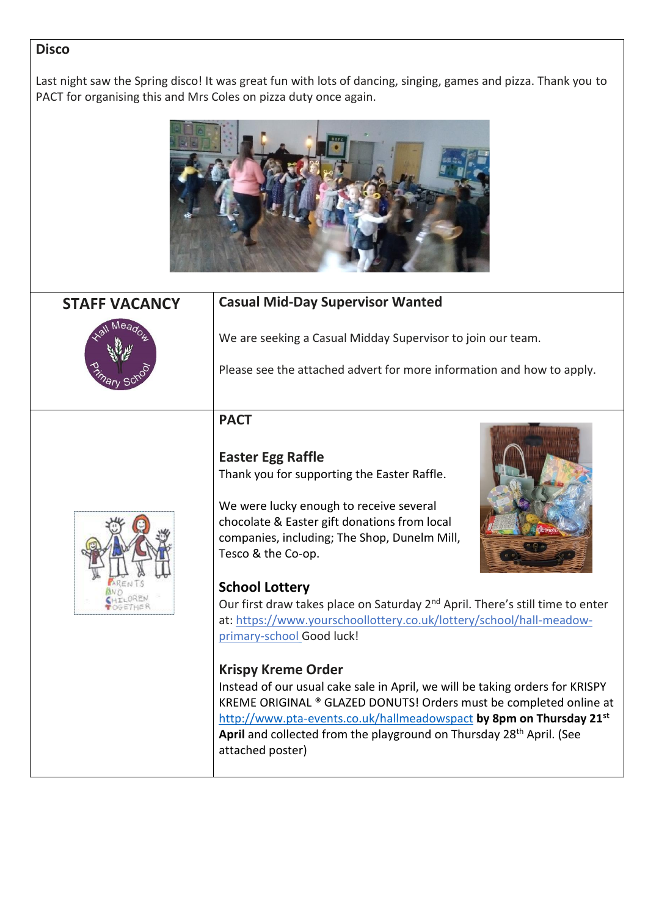## Disco

Last night saw the Spring disco! It was great fun with lots of dancing, singing, games and pizza. Thank you to PACT for organising this and Mrs Coles on pizza duty once again.

## STAFF VACANCY

### Casual Mid-Day Supervisor Wanted

We are seeking a Casual Midday Supervisor to join our team.

Please see the attached advert for more information and how to apply.

## PACT

### Easter Egg Raffle

Thank you for supporting the Easter Raffle.

We were lucky enough to receive several chocolate & Easter gift donations from local companies, including; The Shop, Dunelm Mill, Tesco & the Co-op.

### School Lottery

Our first draw takes place on Saturday 2nd April. There's still time to enter at: https://www.yourschoollottery.co.uk/lottery/school/hall-meadow-primary-school Good luck!

### Krispy Kreme Order

Instead of our usual cake sale in April, we will be taking orders for KRISPY KREME ORIGINAL ® GLAZED DONUTS! Orders must be completed online at http://www.pta-events.co.uk/hallmeadowspact **by 8pm on Thursday 21st April** and collected from the playground on Thursday 28th April. (See attached poster)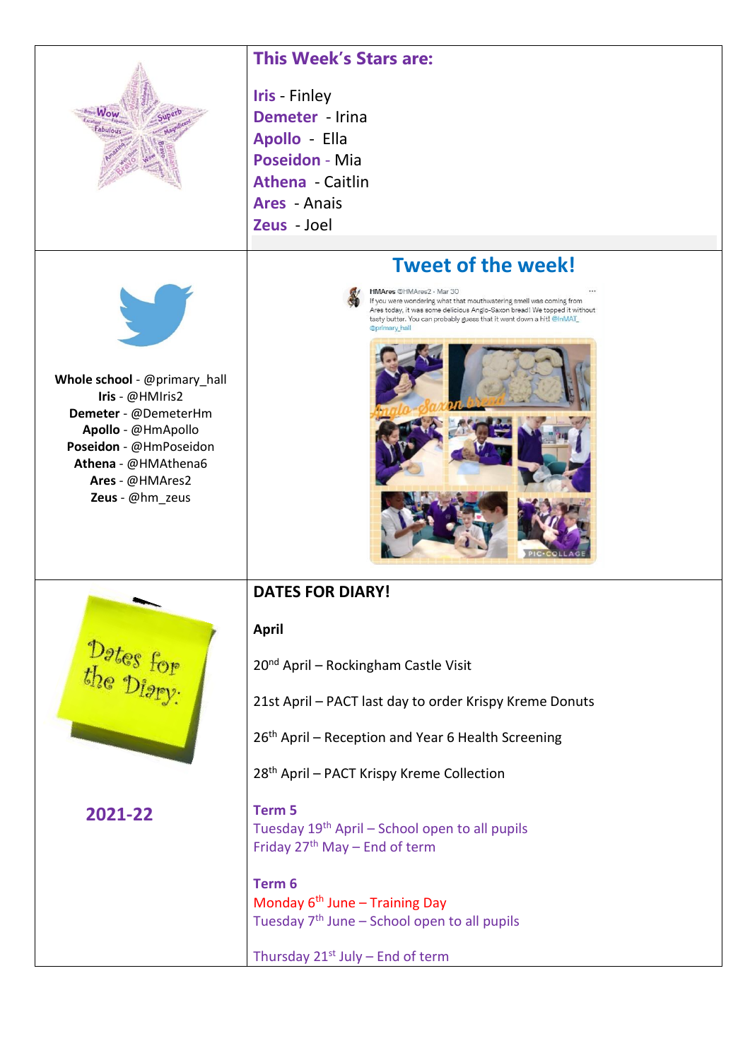## This Week's Stars are:

**Iris** - Finley
**Demeter** - Irina
**Apollo** - Ella
**Poseidon** - Mia
**Athena** - Caitlin
**Ares** - Anais
**Zeus** - Joel

**Whole school** - @primary_hall
**Iris** - @HMIris2
**Demeter** - @DemeterHm
**Apollo** - @HmApollo
**Poseidon** - @HmPoseidon
**Athena** - @HMAthena6
**Ares** - @HMAres2
**Zeus** - @hm_zeus

## Tweet of the week!

HMAres @HMAres2 · Mar 30
If you were wondering what that mouthwatering smell was coming from Ares today, it was some delicious Anglo-Saxon bread! We topped it without tasty butter. You can probably guess that it went down a hit! @InMAT_ @primary_hall

Dates for the Diary:

**2021-22**

## DATES FOR DIARY!

**April**

20th April – Rockingham Castle Visit

21st April – PACT last day to order Krispy Kreme Donuts

26th April – Reception and Year 6 Health Screening

28th April – PACT Krispy Kreme Collection

**Term 5**
Tuesday 19th April – School open to all pupils
Friday 27th May – End of term

**Term 6**
Monday 6th June – Training Day
Tuesday 7th June – School open to all pupils

Thursday 21st July – End of term